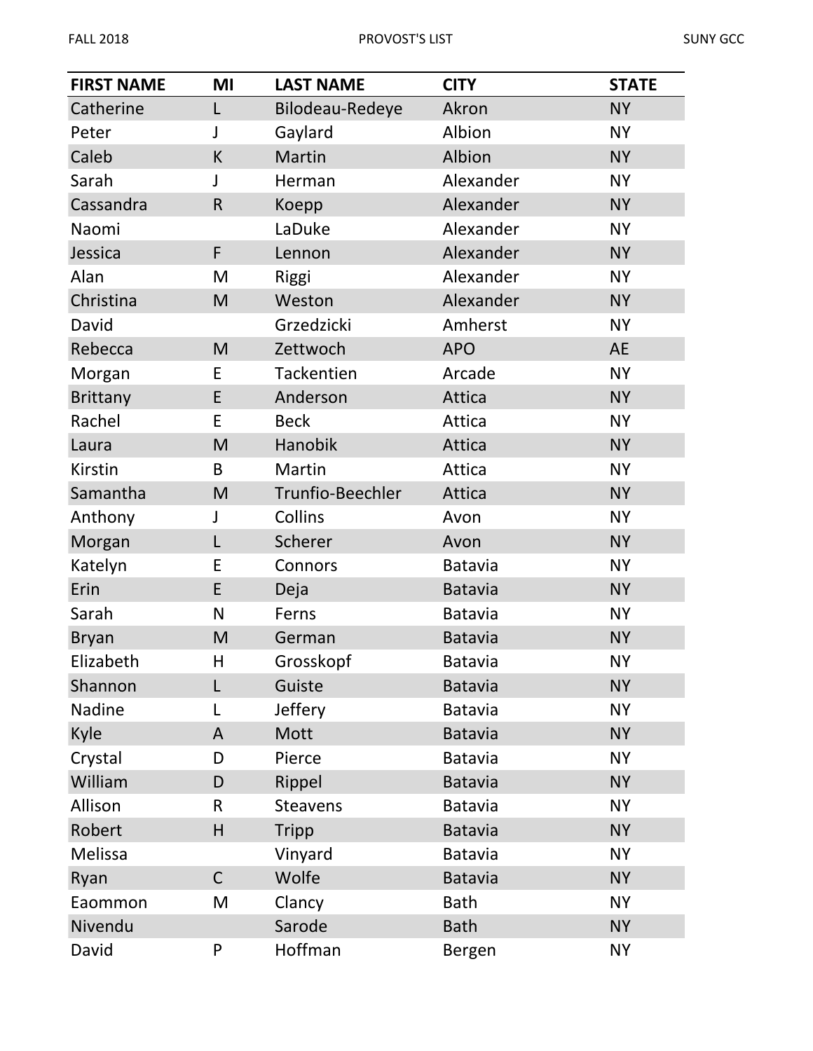| FIRST NAME | MI | LAST NAME | CITY | STATE |
|---|---|---|---|---|
| Catherine | L | Bilodeau-Redeye | Akron | NY |
| Peter | J | Gaylard | Albion | NY |
| Caleb | K | Martin | Albion | NY |
| Sarah | J | Herman | Alexander | NY |
| Cassandra | R | Koepp | Alexander | NY |
| Naomi | | LaDuke | Alexander | NY |
| Jessica | F | Lennon | Alexander | NY |
| Alan | M | Riggi | Alexander | NY |
| Christina | M | Weston | Alexander | NY |
| David | | Grzedzicki | Amherst | NY |
| Rebecca | M | Zettwoch | APO | AE |
| Morgan | E | Tackentien | Arcade | NY |
| Brittany | E | Anderson | Attica | NY |
| Rachel | E | Beck | Attica | NY |
| Laura | M | Hanobik | Attica | NY |
| Kirstin | B | Martin | Attica | NY |
| Samantha | M | Trunfio-Beechler | Attica | NY |
| Anthony | J | Collins | Avon | NY |
| Morgan | L | Scherer | Avon | NY |
| Katelyn | E | Connors | Batavia | NY |
| Erin | E | Deja | Batavia | NY |
| Sarah | N | Ferns | Batavia | NY |
| Bryan | M | German | Batavia | NY |
| Elizabeth | H | Grosskopf | Batavia | NY |
| Shannon | L | Guiste | Batavia | NY |
| Nadine | L | Jeffery | Batavia | NY |
| Kyle | A | Mott | Batavia | NY |
| Crystal | D | Pierce | Batavia | NY |
| William | D | Rippel | Batavia | NY |
| Allison | R | Steavens | Batavia | NY |
| Robert | H | Tripp | Batavia | NY |
| Melissa | | Vinyard | Batavia | NY |
| Ryan | C | Wolfe | Batavia | NY |
| Eaommon | M | Clancy | Bath | NY |
| Nivendu | | Sarode | Bath | NY |
| David | P | Hoffman | Bergen | NY |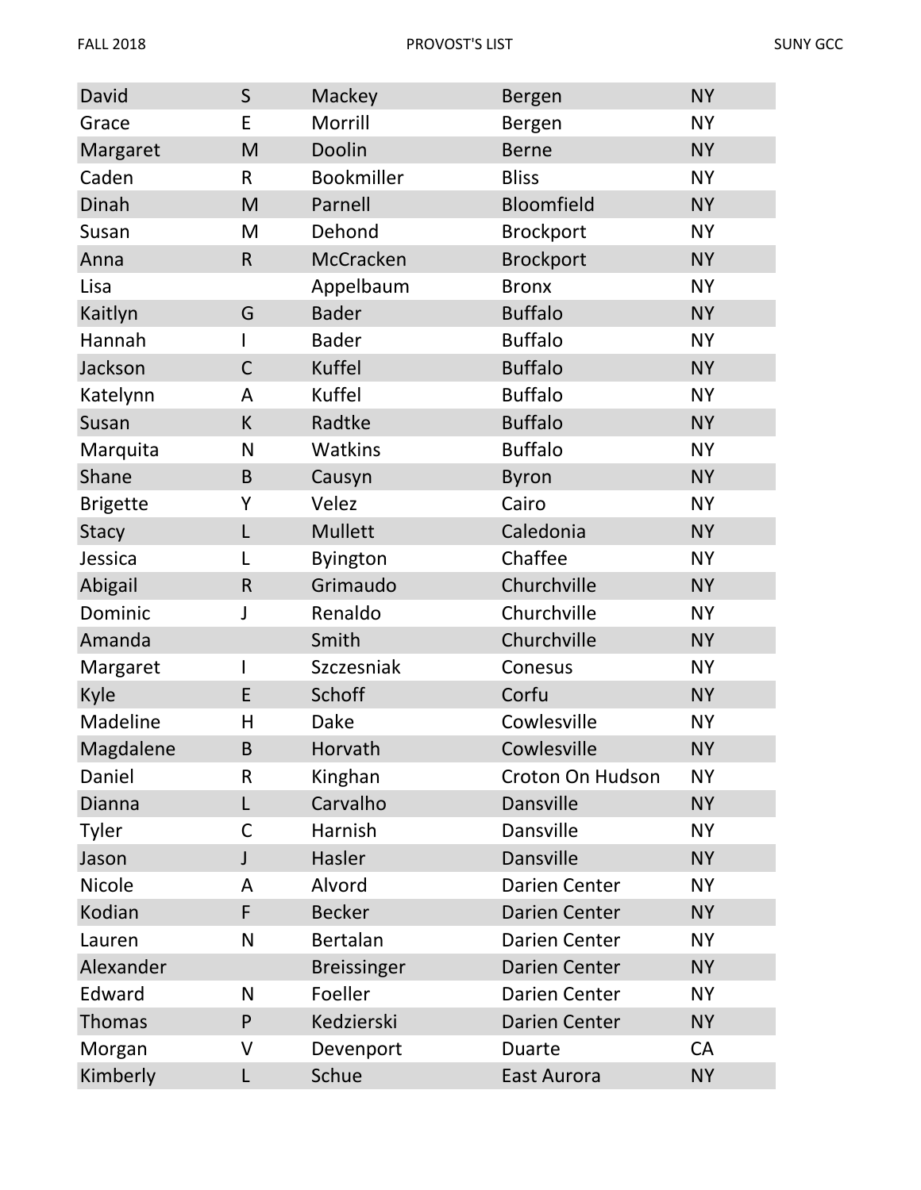| David | S | Mackey | Bergen | NY |
|---|---|---|---|---|
| Grace | E | Morrill | Bergen | NY |
| Margaret | M | Doolin | Berne | NY |
| Caden | R | Bookmiller | Bliss | NY |
| Dinah | M | Parnell | Bloomfield | NY |
| Susan | M | Dehond | Brockport | NY |
| Anna | R | McCracken | Brockport | NY |
| Lisa | | Appelbaum | Bronx | NY |
| Kaitlyn | G | Bader | Buffalo | NY |
| Hannah | I | Bader | Buffalo | NY |
| Jackson | C | Kuffel | Buffalo | NY |
| Katelynn | A | Kuffel | Buffalo | NY |
| Susan | K | Radtke | Buffalo | NY |
| Marquita | N | Watkins | Buffalo | NY |
| Shane | B | Causyn | Byron | NY |
| Brigette | Y | Velez | Cairo | NY |
| Stacy | L | Mullett | Caledonia | NY |
| Jessica | L | Byington | Chaffee | NY |
| Abigail | R | Grimaudo | Churchville | NY |
| Dominic | J | Renaldo | Churchville | NY |
| Amanda | | Smith | Churchville | NY |
| Margaret | I | Szczesniak | Conesus | NY |
| Kyle | E | Schoff | Corfu | NY |
| Madeline | H | Dake | Cowlesville | NY |
| Magdalene | B | Horvath | Cowlesville | NY |
| Daniel | R | Kinghan | Croton On Hudson | NY |
| Dianna | L | Carvalho | Dansville | NY |
| Tyler | C | Harnish | Dansville | NY |
| Jason | J | Hasler | Dansville | NY |
| Nicole | A | Alvord | Darien Center | NY |
| Kodian | F | Becker | Darien Center | NY |
| Lauren | N | Bertalan | Darien Center | NY |
| Alexander | | Breissinger | Darien Center | NY |
| Edward | N | Foeller | Darien Center | NY |
| Thomas | P | Kedzierski | Darien Center | NY |
| Morgan | V | Devenport | Duarte | CA |
| Kimberly | L | Schue | East Aurora | NY |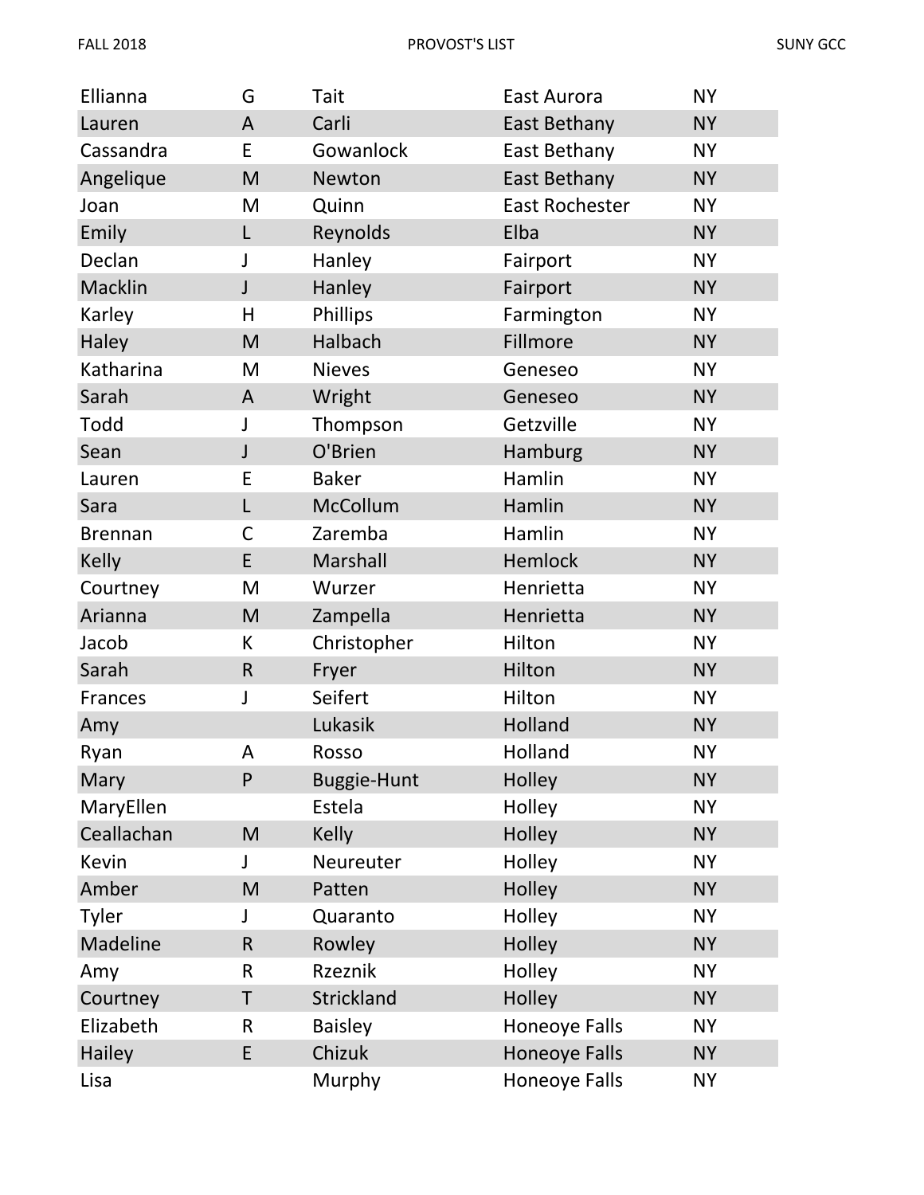| | | | | |
|---|---|---|---|---|
| Ellianna | G | Tait | East Aurora | NY |
| Lauren | A | Carli | East Bethany | NY |
| Cassandra | E | Gowanlock | East Bethany | NY |
| Angelique | M | Newton | East Bethany | NY |
| Joan | M | Quinn | East Rochester | NY |
| Emily | L | Reynolds | Elba | NY |
| Declan | J | Hanley | Fairport | NY |
| Macklin | J | Hanley | Fairport | NY |
| Karley | H | Phillips | Farmington | NY |
| Haley | M | Halbach | Fillmore | NY |
| Katharina | M | Nieves | Geneseo | NY |
| Sarah | A | Wright | Geneseo | NY |
| Todd | J | Thompson | Getzville | NY |
| Sean | J | O'Brien | Hamburg | NY |
| Lauren | E | Baker | Hamlin | NY |
| Sara | L | McCollum | Hamlin | NY |
| Brennan | C | Zaremba | Hamlin | NY |
| Kelly | E | Marshall | Hemlock | NY |
| Courtney | M | Wurzer | Henrietta | NY |
| Arianna | M | Zampella | Henrietta | NY |
| Jacob | K | Christopher | Hilton | NY |
| Sarah | R | Fryer | Hilton | NY |
| Frances | J | Seifert | Hilton | NY |
| Amy | | Lukasik | Holland | NY |
| Ryan | A | Rosso | Holland | NY |
| Mary | P | Buggie-Hunt | Holley | NY |
| MaryEllen | | Estela | Holley | NY |
| Ceallachan | M | Kelly | Holley | NY |
| Kevin | J | Neureuter | Holley | NY |
| Amber | M | Patten | Holley | NY |
| Tyler | J | Quaranto | Holley | NY |
| Madeline | R | Rowley | Holley | NY |
| Amy | R | Rzeznik | Holley | NY |
| Courtney | T | Strickland | Holley | NY |
| Elizabeth | R | Baisley | Honeoye Falls | NY |
| Hailey | E | Chizuk | Honeoye Falls | NY |
| Lisa | | Murphy | Honeoye Falls | NY |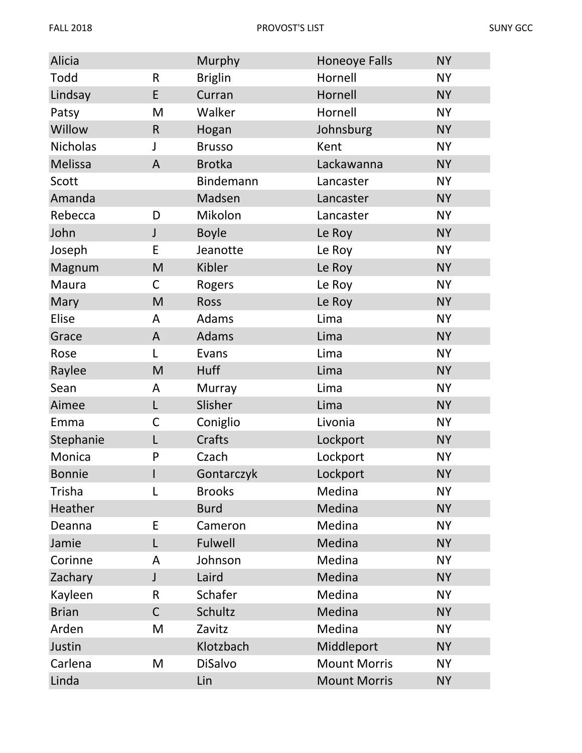| | | | | |
|---|---|---|---|---|
| Alicia | | Murphy | Honeoye Falls | NY |
| Todd | R | Briglin | Hornell | NY |
| Lindsay | E | Curran | Hornell | NY |
| Patsy | M | Walker | Hornell | NY |
| Willow | R | Hogan | Johnsburg | NY |
| Nicholas | J | Brusso | Kent | NY |
| Melissa | A | Brotka | Lackawanna | NY |
| Scott | | Bindemann | Lancaster | NY |
| Amanda | | Madsen | Lancaster | NY |
| Rebecca | D | Mikolon | Lancaster | NY |
| John | J | Boyle | Le Roy | NY |
| Joseph | E | Jeanotte | Le Roy | NY |
| Magnum | M | Kibler | Le Roy | NY |
| Maura | C | Rogers | Le Roy | NY |
| Mary | M | Ross | Le Roy | NY |
| Elise | A | Adams | Lima | NY |
| Grace | A | Adams | Lima | NY |
| Rose | L | Evans | Lima | NY |
| Raylee | M | Huff | Lima | NY |
| Sean | A | Murray | Lima | NY |
| Aimee | L | Slisher | Lima | NY |
| Emma | C | Coniglio | Livonia | NY |
| Stephanie | L | Crafts | Lockport | NY |
| Monica | P | Czach | Lockport | NY |
| Bonnie | I | Gontarczyk | Lockport | NY |
| Trisha | L | Brooks | Medina | NY |
| Heather | | Burd | Medina | NY |
| Deanna | E | Cameron | Medina | NY |
| Jamie | L | Fulwell | Medina | NY |
| Corinne | A | Johnson | Medina | NY |
| Zachary | J | Laird | Medina | NY |
| Kayleen | R | Schafer | Medina | NY |
| Brian | C | Schultz | Medina | NY |
| Arden | M | Zavitz | Medina | NY |
| Justin | | Klotzbach | Middleport | NY |
| Carlena | M | DiSalvo | Mount Morris | NY |
| Linda | | Lin | Mount Morris | NY |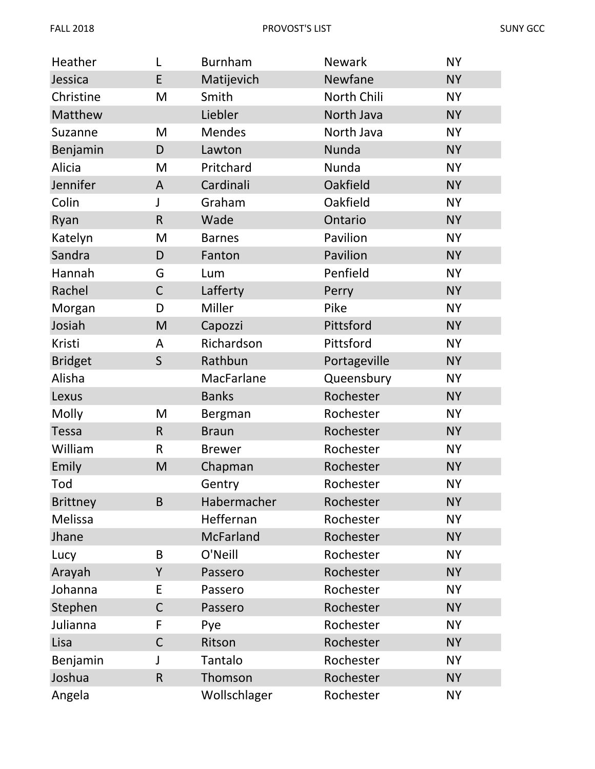| | | | | |
|---|---|---|---|---|
| Heather | L | Burnham | Newark | NY |
| Jessica | E | Matijevich | Newfane | NY |
| Christine | M | Smith | North Chili | NY |
| Matthew | | Liebler | North Java | NY |
| Suzanne | M | Mendes | North Java | NY |
| Benjamin | D | Lawton | Nunda | NY |
| Alicia | M | Pritchard | Nunda | NY |
| Jennifer | A | Cardinali | Oakfield | NY |
| Colin | J | Graham | Oakfield | NY |
| Ryan | R | Wade | Ontario | NY |
| Katelyn | M | Barnes | Pavilion | NY |
| Sandra | D | Fanton | Pavilion | NY |
| Hannah | G | Lum | Penfield | NY |
| Rachel | C | Lafferty | Perry | NY |
| Morgan | D | Miller | Pike | NY |
| Josiah | M | Capozzi | Pittsford | NY |
| Kristi | A | Richardson | Pittsford | NY |
| Bridget | S | Rathbun | Portageville | NY |
| Alisha | | MacFarlane | Queensbury | NY |
| Lexus | | Banks | Rochester | NY |
| Molly | M | Bergman | Rochester | NY |
| Tessa | R | Braun | Rochester | NY |
| William | R | Brewer | Rochester | NY |
| Emily | M | Chapman | Rochester | NY |
| Tod | | Gentry | Rochester | NY |
| Brittney | B | Habermacher | Rochester | NY |
| Melissa | | Heffernan | Rochester | NY |
| Jhane | | McFarland | Rochester | NY |
| Lucy | B | O'Neill | Rochester | NY |
| Arayah | Y | Passero | Rochester | NY |
| Johanna | E | Passero | Rochester | NY |
| Stephen | C | Passero | Rochester | NY |
| Julianna | F | Pye | Rochester | NY |
| Lisa | C | Ritson | Rochester | NY |
| Benjamin | J | Tantalo | Rochester | NY |
| Joshua | R | Thomson | Rochester | NY |
| Angela | | Wollschlager | Rochester | NY |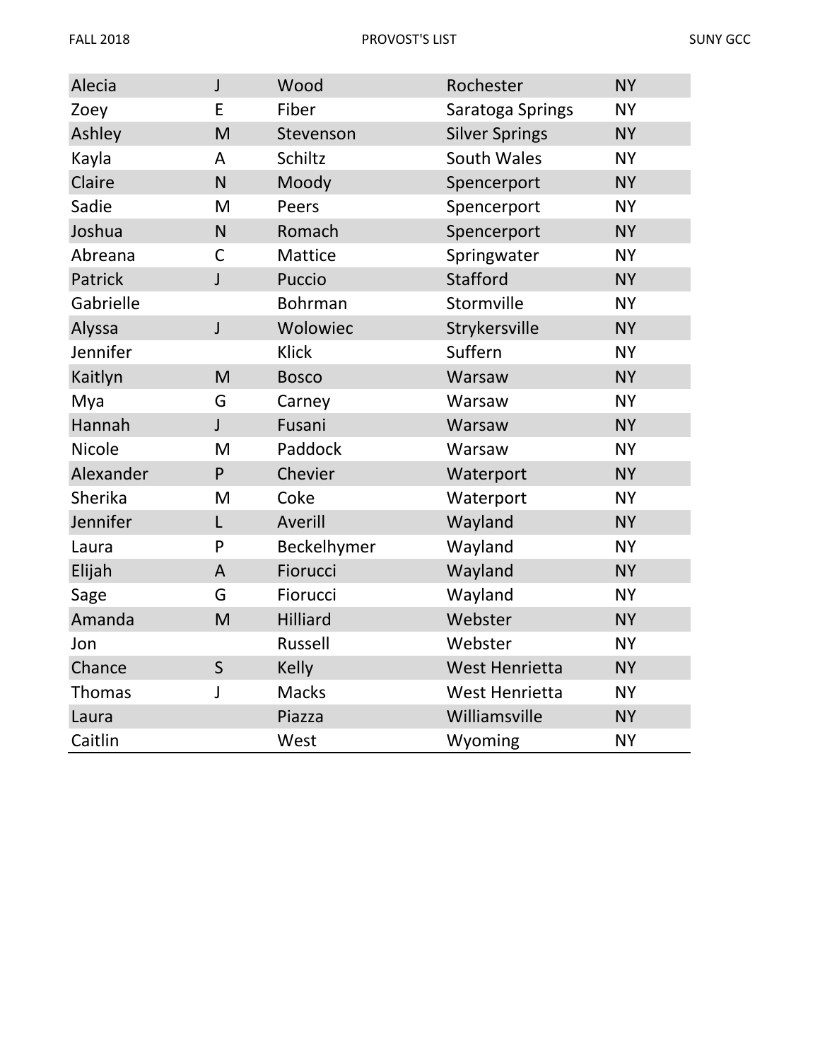| | | | | |
|---|---|---|---|---|
| Alecia | J | Wood | Rochester | NY |
| Zoey | E | Fiber | Saratoga Springs | NY |
| Ashley | M | Stevenson | Silver Springs | NY |
| Kayla | A | Schiltz | South Wales | NY |
| Claire | N | Moody | Spencerport | NY |
| Sadie | M | Peers | Spencerport | NY |
| Joshua | N | Romach | Spencerport | NY |
| Abreana | C | Mattice | Springwater | NY |
| Patrick | J | Puccio | Stafford | NY |
| Gabrielle | | Bohrman | Stormville | NY |
| Alyssa | J | Wolowiec | Strykersville | NY |
| Jennifer | | Klick | Suffern | NY |
| Kaitlyn | M | Bosco | Warsaw | NY |
| Mya | G | Carney | Warsaw | NY |
| Hannah | J | Fusani | Warsaw | NY |
| Nicole | M | Paddock | Warsaw | NY |
| Alexander | P | Chevier | Waterport | NY |
| Sherika | M | Coke | Waterport | NY |
| Jennifer | L | Averill | Wayland | NY |
| Laura | P | Beckelhymer | Wayland | NY |
| Elijah | A | Fiorucci | Wayland | NY |
| Sage | G | Fiorucci | Wayland | NY |
| Amanda | M | Hilliard | Webster | NY |
| Jon | | Russell | Webster | NY |
| Chance | S | Kelly | West Henrietta | NY |
| Thomas | J | Macks | West Henrietta | NY |
| Laura | | Piazza | Williamsville | NY |
| Caitlin | | West | Wyoming | NY |